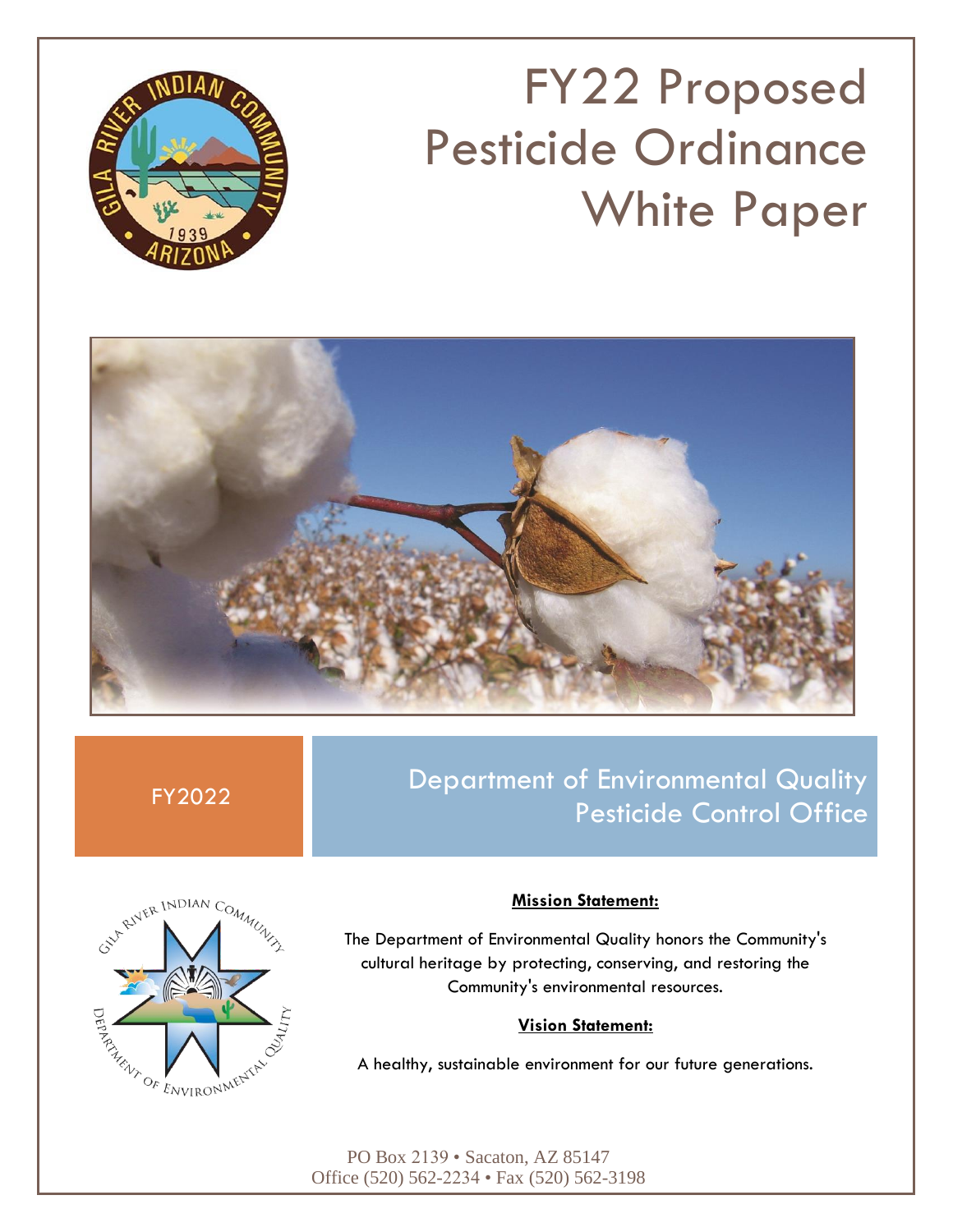# FY22 Proposed Pesticide Ordinance White Paper

FY2022

## Department of Environmental Quality
## Pesticide Control Office

**Mission Statement:**

The Department of Environmental Quality honors the Community's cultural heritage by protecting, conserving, and restoring the Community's environmental resources.

**Vision Statement:**

A healthy, sustainable environment for our future generations.

PO Box 2139 • Sacaton, AZ 85147
Office (520) 562-2234 • Fax (520) 562-3198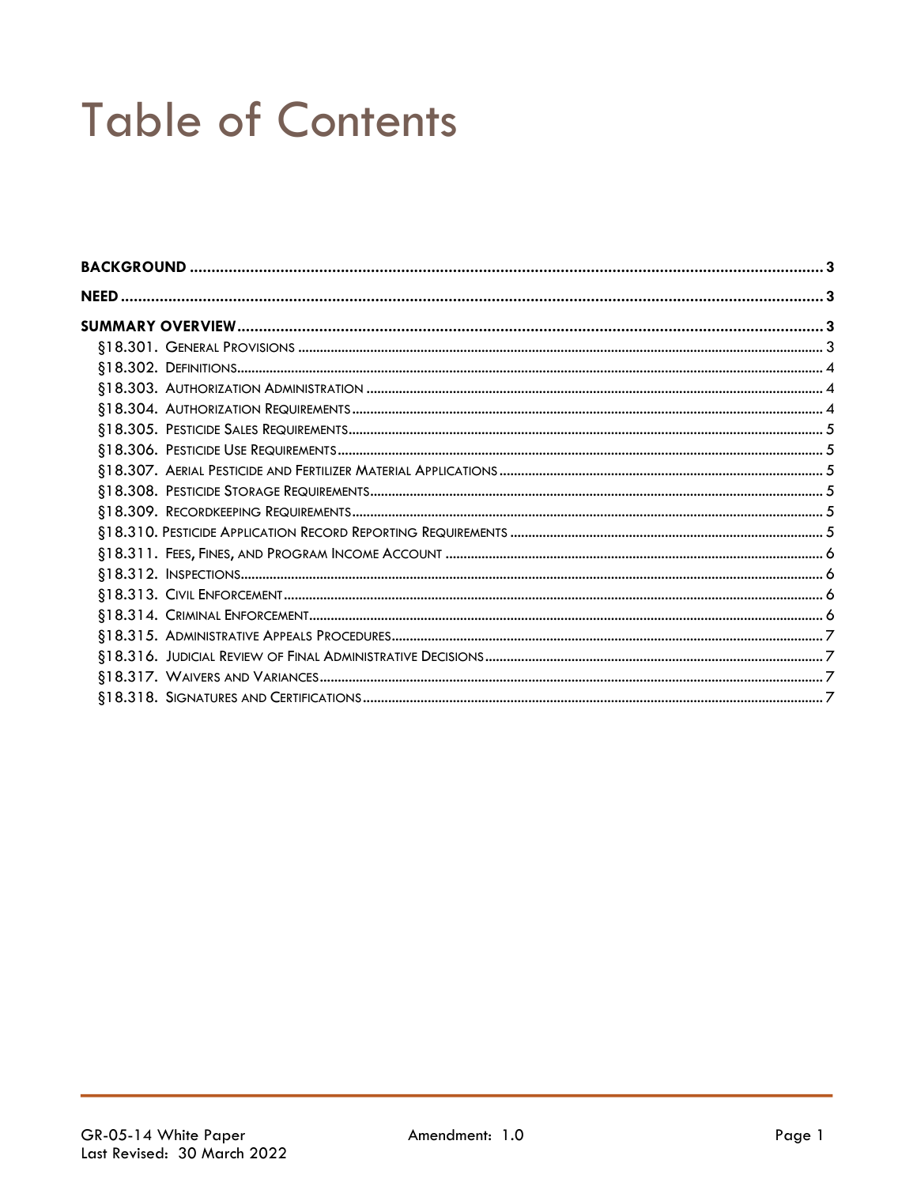# Table of Contents

**BACKGROUND** .......... 3

**NEED** .......... 3

**SUMMARY OVERVIEW** .......... 3

- §18.301. General Provisions .......... 3
- §18.302. Definitions .......... 4
- §18.303. Authorization Administration .......... 4
- §18.304. Authorization Requirements .......... 4
- §18.305. Pesticide Sales Requirements .......... 5
- §18.306. Pesticide Use Requirements .......... 5
- §18.307. Aerial Pesticide and Fertilizer Material Applications .......... 5
- §18.308. Pesticide Storage Requirements .......... 5
- §18.309. Recordkeeping Requirements .......... 5
- §18.310. Pesticide Application Record Reporting Requirements .......... 5
- §18.311. Fees, Fines, and Program Income Account .......... 6
- §18.312. Inspections .......... 6
- §18.313. Civil Enforcement .......... 6
- §18.314. Criminal Enforcement .......... 6
- §18.315. Administrative Appeals Procedures .......... 7
- §18.316. Judicial Review of Final Administrative Decisions .......... 7
- §18.317. Waivers and Variances .......... 7
- §18.318. Signatures and Certifications .......... 7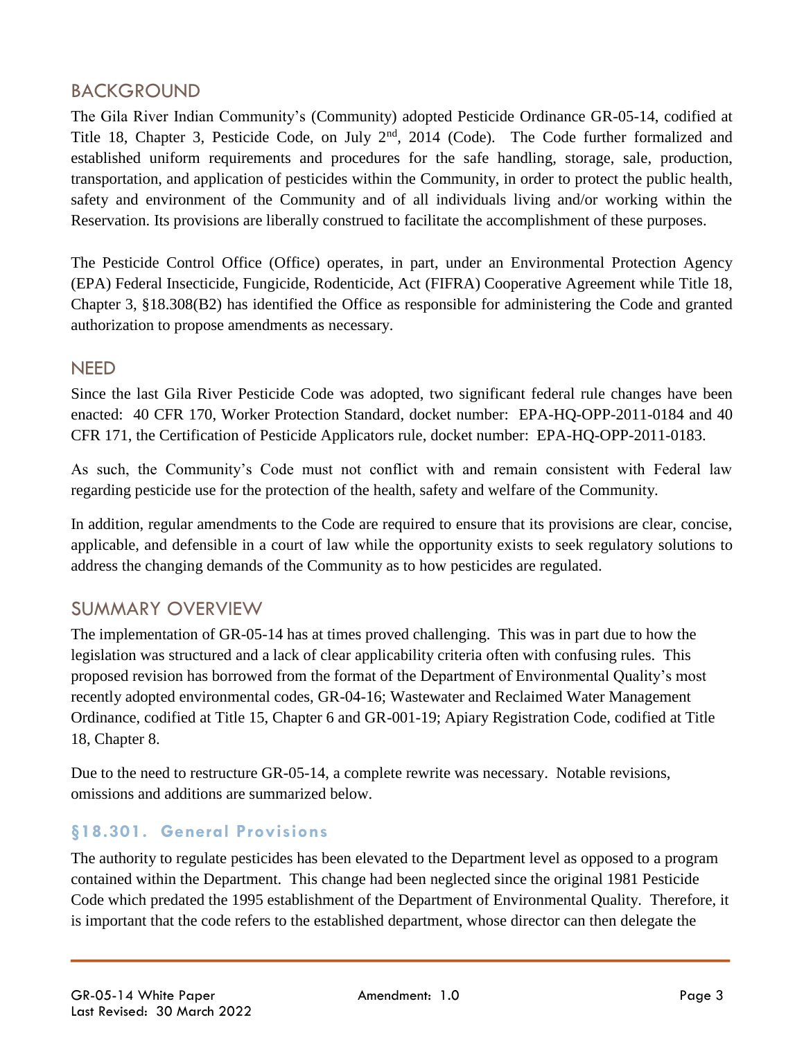## BACKGROUND

The Gila River Indian Community's (Community) adopted Pesticide Ordinance GR-05-14, codified at Title 18, Chapter 3, Pesticide Code, on July 2nd, 2014 (Code). The Code further formalized and established uniform requirements and procedures for the safe handling, storage, sale, production, transportation, and application of pesticides within the Community, in order to protect the public health, safety and environment of the Community and of all individuals living and/or working within the Reservation. Its provisions are liberally construed to facilitate the accomplishment of these purposes.

The Pesticide Control Office (Office) operates, in part, under an Environmental Protection Agency (EPA) Federal Insecticide, Fungicide, Rodenticide, Act (FIFRA) Cooperative Agreement while Title 18, Chapter 3, §18.308(B2) has identified the Office as responsible for administering the Code and granted authorization to propose amendments as necessary.

## NEED

Since the last Gila River Pesticide Code was adopted, two significant federal rule changes have been enacted: 40 CFR 170, Worker Protection Standard, docket number: EPA-HQ-OPP-2011-0184 and 40 CFR 171, the Certification of Pesticide Applicators rule, docket number: EPA-HQ-OPP-2011-0183.

As such, the Community's Code must not conflict with and remain consistent with Federal law regarding pesticide use for the protection of the health, safety and welfare of the Community.

In addition, regular amendments to the Code are required to ensure that its provisions are clear, concise, applicable, and defensible in a court of law while the opportunity exists to seek regulatory solutions to address the changing demands of the Community as to how pesticides are regulated.

## SUMMARY OVERVIEW

The implementation of GR-05-14 has at times proved challenging. This was in part due to how the legislation was structured and a lack of clear applicability criteria often with confusing rules. This proposed revision has borrowed from the format of the Department of Environmental Quality's most recently adopted environmental codes, GR-04-16; Wastewater and Reclaimed Water Management Ordinance, codified at Title 15, Chapter 6 and GR-001-19; Apiary Registration Code, codified at Title 18, Chapter 8.

Due to the need to restructure GR-05-14, a complete rewrite was necessary. Notable revisions, omissions and additions are summarized below.

### §18.301. General Provisions

The authority to regulate pesticides has been elevated to the Department level as opposed to a program contained within the Department. This change had been neglected since the original 1981 Pesticide Code which predated the 1995 establishment of the Department of Environmental Quality. Therefore, it is important that the code refers to the established department, whose director can then delegate the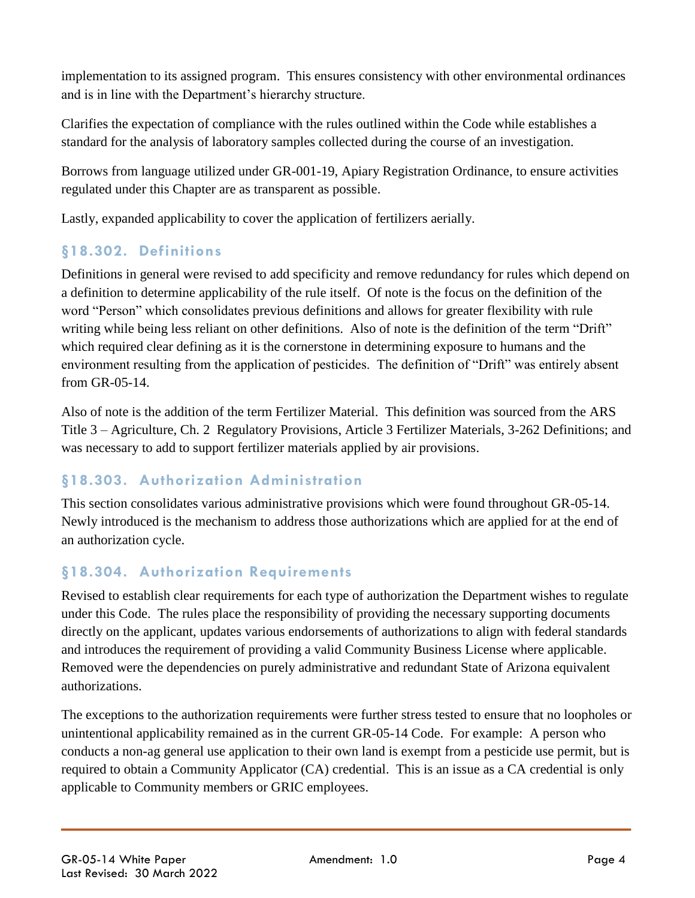implementation to its assigned program. This ensures consistency with other environmental ordinances and is in line with the Department's hierarchy structure.

Clarifies the expectation of compliance with the rules outlined within the Code while establishes a standard for the analysis of laboratory samples collected during the course of an investigation.

Borrows from language utilized under GR-001-19, Apiary Registration Ordinance, to ensure activities regulated under this Chapter are as transparent as possible.

Lastly, expanded applicability to cover the application of fertilizers aerially.

## §18.302. Definitions

Definitions in general were revised to add specificity and remove redundancy for rules which depend on a definition to determine applicability of the rule itself. Of note is the focus on the definition of the word "Person" which consolidates previous definitions and allows for greater flexibility with rule writing while being less reliant on other definitions. Also of note is the definition of the term "Drift" which required clear defining as it is the cornerstone in determining exposure to humans and the environment resulting from the application of pesticides. The definition of "Drift" was entirely absent from GR-05-14.

Also of note is the addition of the term Fertilizer Material. This definition was sourced from the ARS Title 3 – Agriculture, Ch. 2 Regulatory Provisions, Article 3 Fertilizer Materials, 3-262 Definitions; and was necessary to add to support fertilizer materials applied by air provisions.

## §18.303. Authorization Administration

This section consolidates various administrative provisions which were found throughout GR-05-14. Newly introduced is the mechanism to address those authorizations which are applied for at the end of an authorization cycle.

## §18.304. Authorization Requirements

Revised to establish clear requirements for each type of authorization the Department wishes to regulate under this Code. The rules place the responsibility of providing the necessary supporting documents directly on the applicant, updates various endorsements of authorizations to align with federal standards and introduces the requirement of providing a valid Community Business License where applicable. Removed were the dependencies on purely administrative and redundant State of Arizona equivalent authorizations.

The exceptions to the authorization requirements were further stress tested to ensure that no loopholes or unintentional applicability remained as in the current GR-05-14 Code. For example: A person who conducts a non-ag general use application to their own land is exempt from a pesticide use permit, but is required to obtain a Community Applicator (CA) credential. This is an issue as a CA credential is only applicable to Community members or GRIC employees.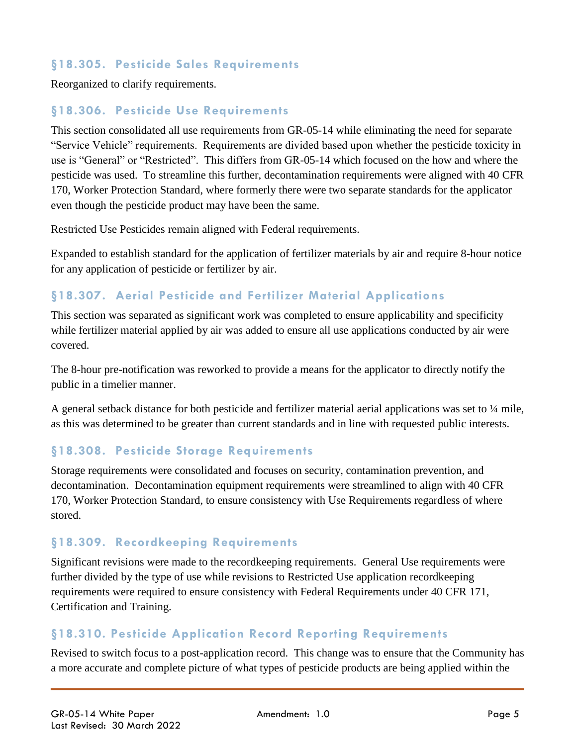### §18.305. Pesticide Sales Requirements

Reorganized to clarify requirements.

### §18.306. Pesticide Use Requirements

This section consolidated all use requirements from GR-05-14 while eliminating the need for separate "Service Vehicle" requirements. Requirements are divided based upon whether the pesticide toxicity in use is "General" or "Restricted". This differs from GR-05-14 which focused on the how and where the pesticide was used. To streamline this further, decontamination requirements were aligned with 40 CFR 170, Worker Protection Standard, where formerly there were two separate standards for the applicator even though the pesticide product may have been the same.

Restricted Use Pesticides remain aligned with Federal requirements.

Expanded to establish standard for the application of fertilizer materials by air and require 8-hour notice for any application of pesticide or fertilizer by air.

### §18.307. Aerial Pesticide and Fertilizer Material Applications

This section was separated as significant work was completed to ensure applicability and specificity while fertilizer material applied by air was added to ensure all use applications conducted by air were covered.

The 8-hour pre-notification was reworked to provide a means for the applicator to directly notify the public in a timelier manner.

A general setback distance for both pesticide and fertilizer material aerial applications was set to ¼ mile, as this was determined to be greater than current standards and in line with requested public interests.

### §18.308. Pesticide Storage Requirements

Storage requirements were consolidated and focuses on security, contamination prevention, and decontamination. Decontamination equipment requirements were streamlined to align with 40 CFR 170, Worker Protection Standard, to ensure consistency with Use Requirements regardless of where stored.

### §18.309. Recordkeeping Requirements

Significant revisions were made to the recordkeeping requirements. General Use requirements were further divided by the type of use while revisions to Restricted Use application recordkeeping requirements were required to ensure consistency with Federal Requirements under 40 CFR 171, Certification and Training.

### §18.310. Pesticide Application Record Reporting Requirements

Revised to switch focus to a post-application record. This change was to ensure that the Community has a more accurate and complete picture of what types of pesticide products are being applied within the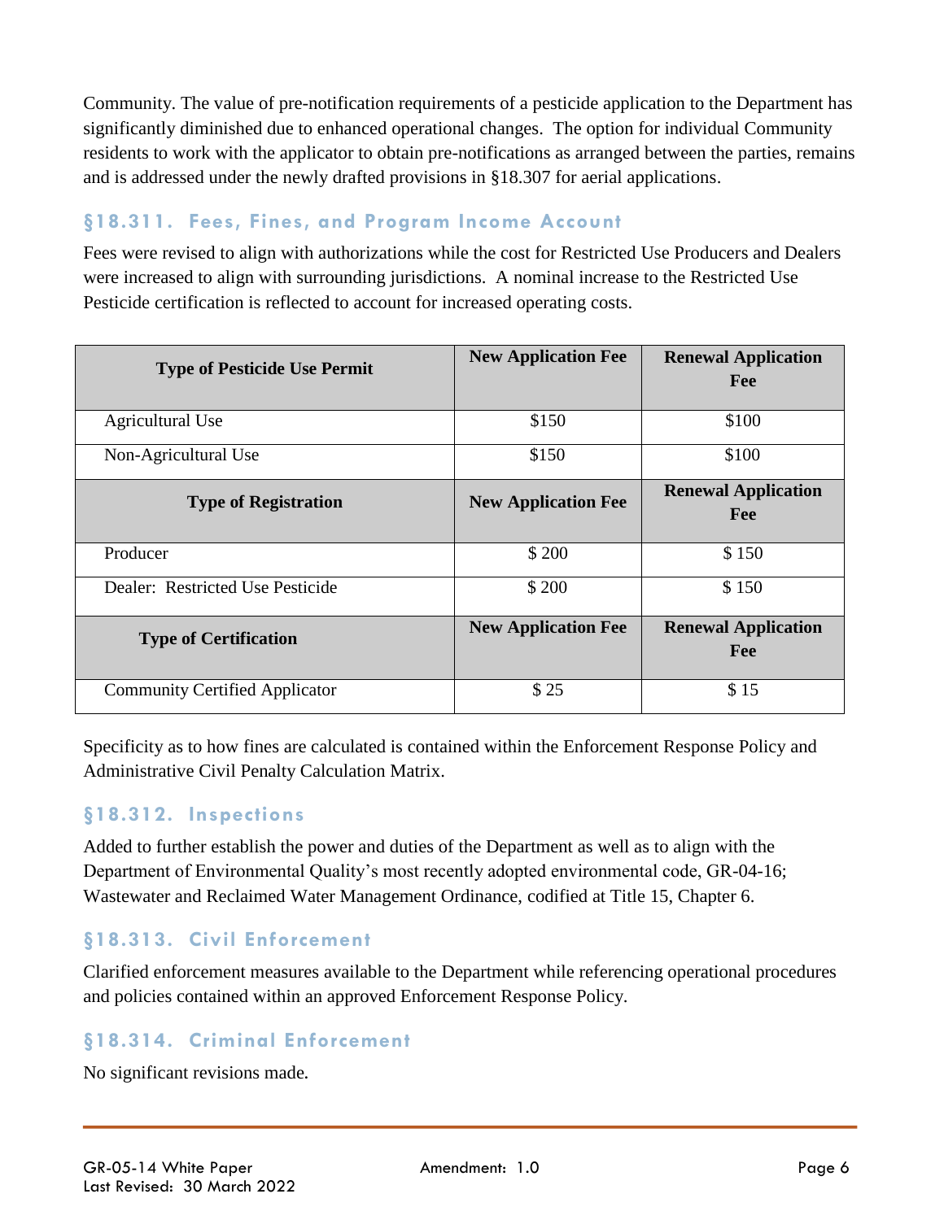Community. The value of pre-notification requirements of a pesticide application to the Department has significantly diminished due to enhanced operational changes. The option for individual Community residents to work with the applicator to obtain pre-notifications as arranged between the parties, remains and is addressed under the newly drafted provisions in §18.307 for aerial applications.

## §18.311. Fees, Fines, and Program Income Account

Fees were revised to align with authorizations while the cost for Restricted Use Producers and Dealers were increased to align with surrounding jurisdictions. A nominal increase to the Restricted Use Pesticide certification is reflected to account for increased operating costs.

| Type of Pesticide Use Permit | New Application Fee | Renewal Application Fee |
|---|---|---|
| Agricultural Use | $150 | $100 |
| Non-Agricultural Use | $150 | $100 |
| **Type of Registration** | **New Application Fee** | **Renewal Application Fee** |
| Producer | $ 200 | $ 150 |
| Dealer: Restricted Use Pesticide | $ 200 | $ 150 |
| **Type of Certification** | **New Application Fee** | **Renewal Application Fee** |
| Community Certified Applicator | $ 25 | $ 15 |

Specificity as to how fines are calculated is contained within the Enforcement Response Policy and Administrative Civil Penalty Calculation Matrix.

## §18.312. Inspections

Added to further establish the power and duties of the Department as well as to align with the Department of Environmental Quality's most recently adopted environmental code, GR-04-16; Wastewater and Reclaimed Water Management Ordinance, codified at Title 15, Chapter 6.

## §18.313. Civil Enforcement

Clarified enforcement measures available to the Department while referencing operational procedures and policies contained within an approved Enforcement Response Policy.

## §18.314. Criminal Enforcement

No significant revisions made.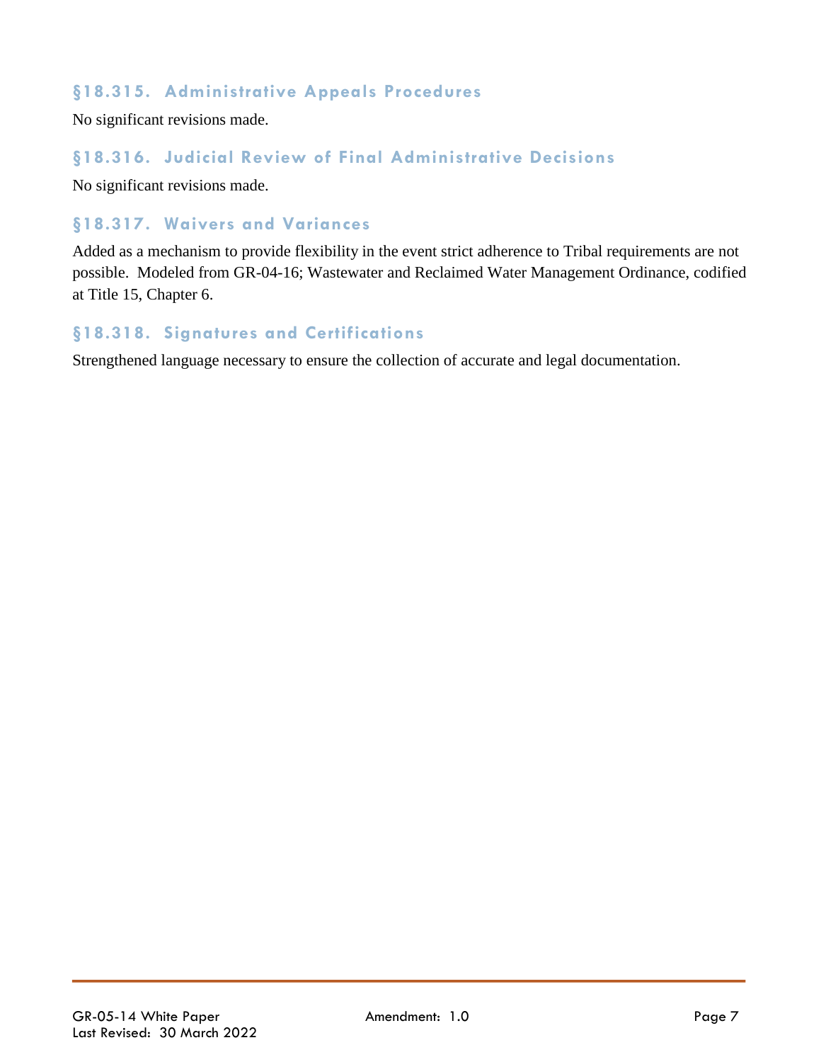### §18.315. Administrative Appeals Procedures

No significant revisions made.

### §18.316. Judicial Review of Final Administrative Decisions

No significant revisions made.

### §18.317. Waivers and Variances

Added as a mechanism to provide flexibility in the event strict adherence to Tribal requirements are not possible. Modeled from GR-04-16; Wastewater and Reclaimed Water Management Ordinance, codified at Title 15, Chapter 6.

### §18.318. Signatures and Certifications

Strengthened language necessary to ensure the collection of accurate and legal documentation.